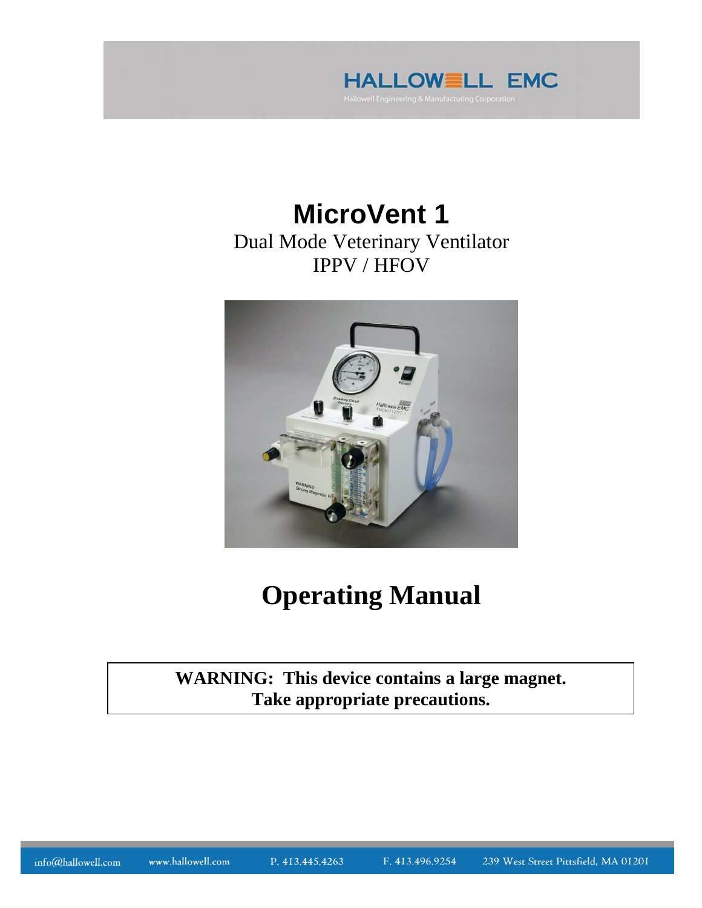HALLOWELL EMC

Hallowell Engineering & Manufacturing Corporation

# MicroVent 1

Dual Mode Veterinary Ventilator

IPPV / HFOV

# Operating Manual

**WARNING: This device contains a large magnet. Take appropriate precautions.**

info@hallowell.com www.hallowell.com P. 413.445.4263 F. 413.496.9254 239 West Street Pittsfield, MA 01201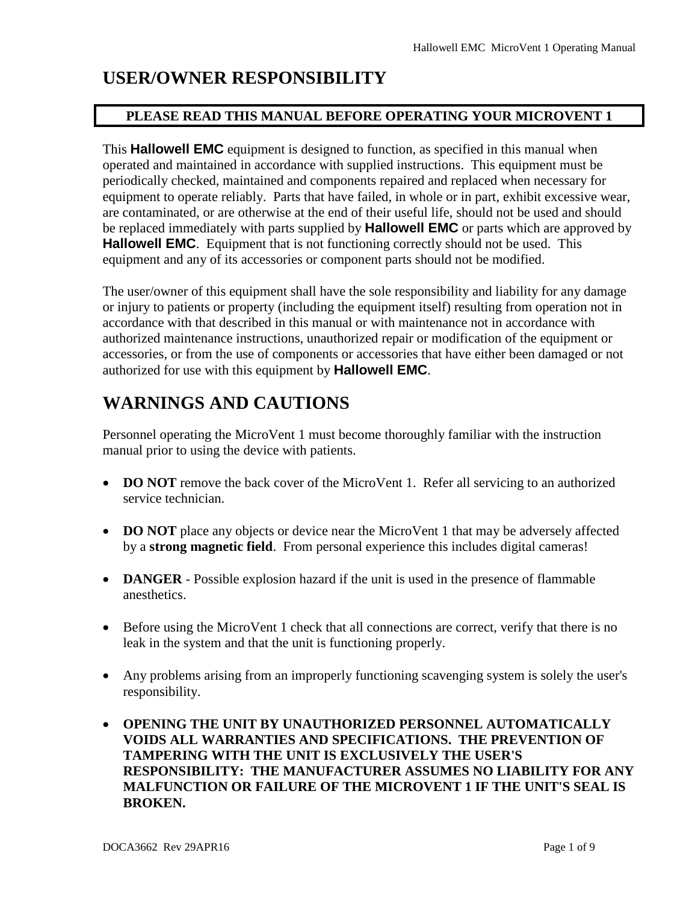# USER/OWNER RESPONSIBILITY

**PLEASE READ THIS MANUAL BEFORE OPERATING YOUR MICROVENT 1**

This **Hallowell EMC** equipment is designed to function, as specified in this manual when operated and maintained in accordance with supplied instructions. This equipment must be periodically checked, maintained and components repaired and replaced when necessary for equipment to operate reliably. Parts that have failed, in whole or in part, exhibit excessive wear, are contaminated, or are otherwise at the end of their useful life, should not be used and should be replaced immediately with parts supplied by **Hallowell EMC** or parts which are approved by **Hallowell EMC**. Equipment that is not functioning correctly should not be used. This equipment and any of its accessories or component parts should not be modified.

The user/owner of this equipment shall have the sole responsibility and liability for any damage or injury to patients or property (including the equipment itself) resulting from operation not in accordance with that described in this manual or with maintenance not in accordance with authorized maintenance instructions, unauthorized repair or modification of the equipment or accessories, or from the use of components or accessories that have either been damaged or not authorized for use with this equipment by **Hallowell EMC**.

# WARNINGS AND CAUTIONS

Personnel operating the MicroVent 1 must become thoroughly familiar with the instruction manual prior to using the device with patients.

- **DO NOT** remove the back cover of the MicroVent 1. Refer all servicing to an authorized service technician.
- **DO NOT** place any objects or device near the MicroVent 1 that may be adversely affected by a **strong magnetic field**. From personal experience this includes digital cameras!
- **DANGER** - Possible explosion hazard if the unit is used in the presence of flammable anesthetics.
- Before using the MicroVent 1 check that all connections are correct, verify that there is no leak in the system and that the unit is functioning properly.
- Any problems arising from an improperly functioning scavenging system is solely the user's responsibility.
- **OPENING THE UNIT BY UNAUTHORIZED PERSONNEL AUTOMATICALLY VOIDS ALL WARRANTIES AND SPECIFICATIONS. THE PREVENTION OF TAMPERING WITH THE UNIT IS EXCLUSIVELY THE USER'S RESPONSIBILITY: THE MANUFACTURER ASSUMES NO LIABILITY FOR ANY MALFUNCTION OR FAILURE OF THE MICROVENT 1 IF THE UNIT'S SEAL IS BROKEN.**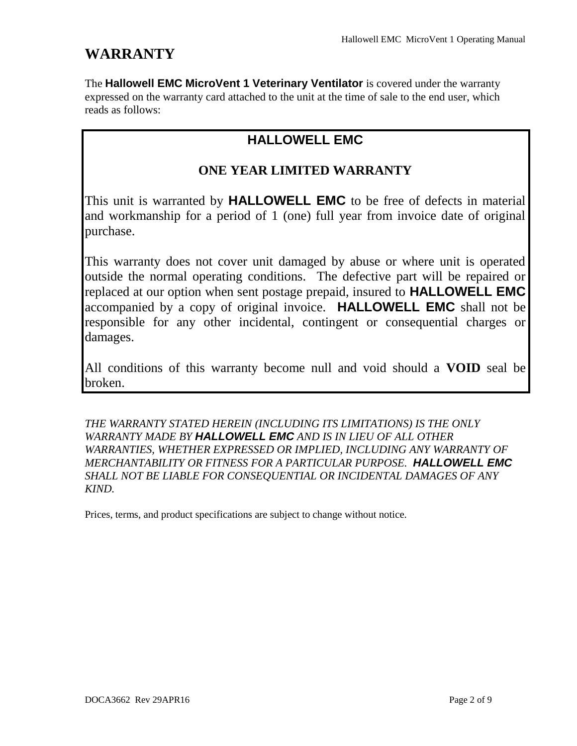# WARRANTY

The **Hallowell EMC MicroVent 1 Veterinary Ventilator** is covered under the warranty expressed on the warranty card attached to the unit at the time of sale to the end user, which reads as follows:

**HALLOWELL EMC**

**ONE YEAR LIMITED WARRANTY**

This unit is warranted by **HALLOWELL EMC** to be free of defects in material and workmanship for a period of 1 (one) full year from invoice date of original purchase.

This warranty does not cover unit damaged by abuse or where unit is operated outside the normal operating conditions. The defective part will be repaired or replaced at our option when sent postage prepaid, insured to **HALLOWELL EMC** accompanied by a copy of original invoice. **HALLOWELL EMC** shall not be responsible for any other incidental, contingent or consequential charges or damages.

All conditions of this warranty become null and void should a **VOID** seal be broken.

*THE WARRANTY STATED HEREIN (INCLUDING ITS LIMITATIONS) IS THE ONLY WARRANTY MADE BY **HALLOWELL EMC** AND IS IN LIEU OF ALL OTHER WARRANTIES, WHETHER EXPRESSED OR IMPLIED, INCLUDING ANY WARRANTY OF MERCHANTABILITY OR FITNESS FOR A PARTICULAR PURPOSE. **HALLOWELL EMC** SHALL NOT BE LIABLE FOR CONSEQUENTIAL OR INCIDENTAL DAMAGES OF ANY KIND.*

Prices, terms, and product specifications are subject to change without notice.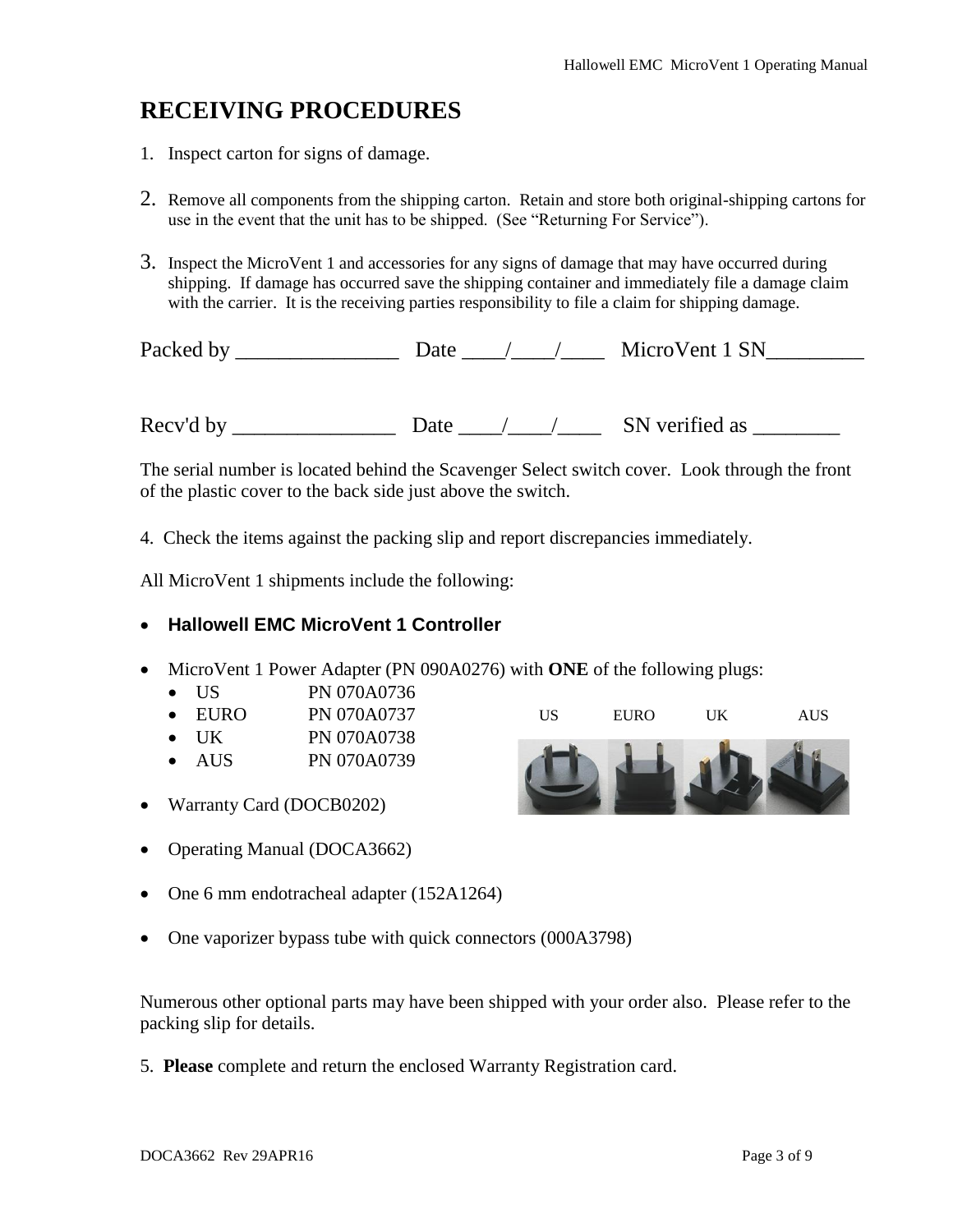# RECEIVING PROCEDURES

1. Inspect carton for signs of damage.

2. Remove all components from the shipping carton. Retain and store both original-shipping cartons for use in the event that the unit has to be shipped. (See "Returning For Service").

3. Inspect the MicroVent 1 and accessories for any signs of damage that may have occurred during shipping. If damage has occurred save the shipping container and immediately file a damage claim with the carrier. It is the receiving parties responsibility to file a claim for shipping damage.

Packed by _______________ Date ____/____/____ MicroVent 1 SN_________

Recv'd by _______________ Date ____/____/____ SN verified as ________

The serial number is located behind the Scavenger Select switch cover. Look through the front of the plastic cover to the back side just above the switch.

4. Check the items against the packing slip and report discrepancies immediately.

All MicroVent 1 shipments include the following:

- **Hallowell EMC MicroVent 1 Controller**
- MicroVent 1 Power Adapter (PN 090A0276) with **ONE** of the following plugs:
  - US PN 070A0736
  - EURO PN 070A0737
  - UK PN 070A0738
  - AUS PN 070A0739

US EURO UK AUS

- Warranty Card (DOCB0202)
- Operating Manual (DOCA3662)
- One 6 mm endotracheal adapter (152A1264)
- One vaporizer bypass tube with quick connectors (000A3798)

Numerous other optional parts may have been shipped with your order also. Please refer to the packing slip for details.

5. **Please** complete and return the enclosed Warranty Registration card.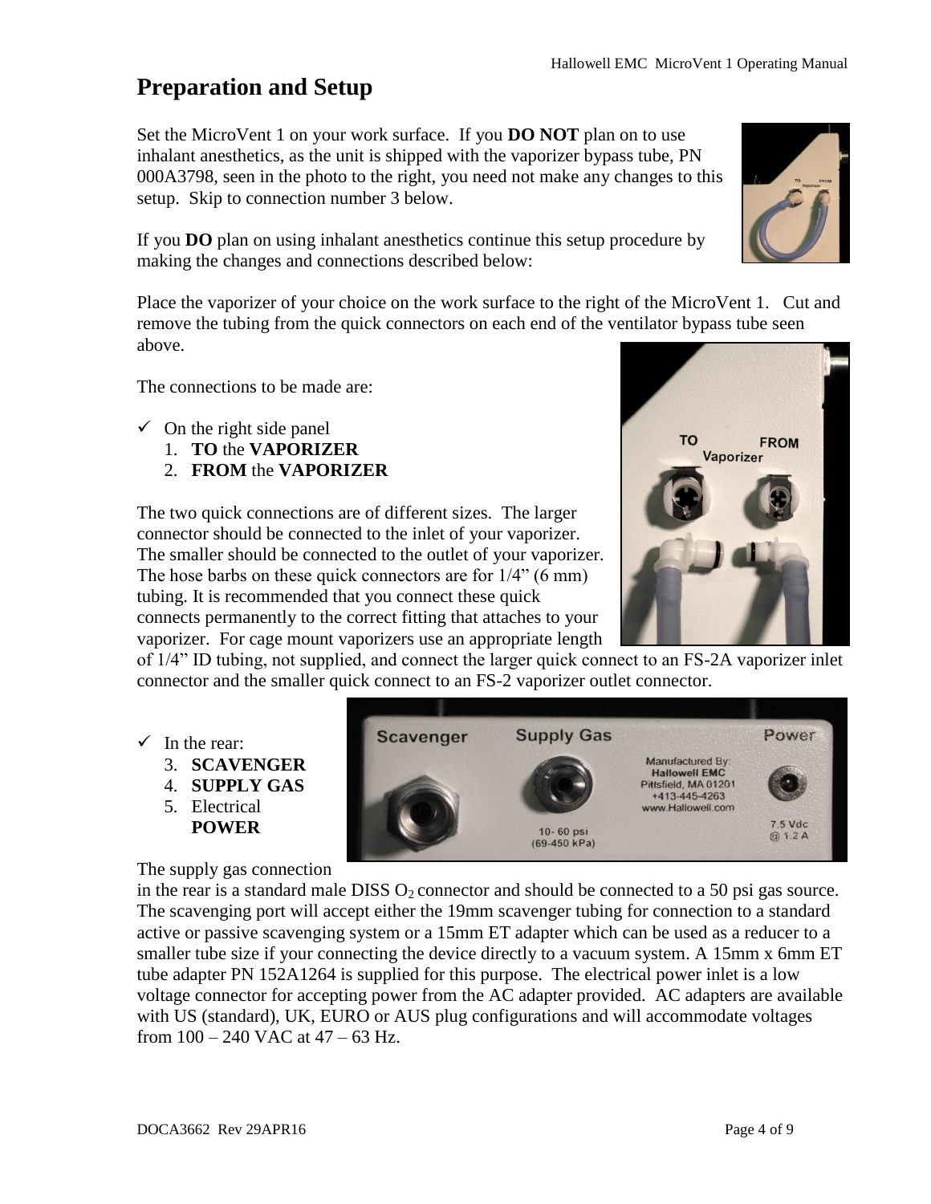# Preparation and Setup

Set the MicroVent 1 on your work surface. If you **DO NOT** plan on to use inhalant anesthetics, as the unit is shipped with the vaporizer bypass tube, PN 000A3798, seen in the photo to the right, you need not make any changes to this setup. Skip to connection number 3 below.

If you **DO** plan on using inhalant anesthetics continue this setup procedure by making the changes and connections described below:

Place the vaporizer of your choice on the work surface to the right of the MicroVent 1. Cut and remove the tubing from the quick connectors on each end of the ventilator bypass tube seen above.

The connections to be made are:

- ✓ On the right side panel
  1. **TO** the **VAPORIZER**
  2. **FROM** the **VAPORIZER**

The two quick connections are of different sizes. The larger connector should be connected to the inlet of your vaporizer. The smaller should be connected to the outlet of your vaporizer. The hose barbs on these quick connectors are for 1/4" (6 mm) tubing. It is recommended that you connect these quick connects permanently to the correct fitting that attaches to your vaporizer. For cage mount vaporizers use an appropriate length of 1/4" ID tubing, not supplied, and connect the larger quick connect to an FS-2A vaporizer inlet connector and the smaller quick connect to an FS-2 vaporizer outlet connector.

- ✓ In the rear:
  3. **SCAVENGER**
  4. **SUPPLY GAS**
  5. Electrical **POWER**

The supply gas connection in the rear is a standard male DISS $O_2$ connector and should be connected to a 50 psi gas source. The scavenging port will accept either the 19mm scavenger tubing for connection to a standard active or passive scavenging system or a 15mm ET adapter which can be used as a reducer to a smaller tube size if your connecting the device directly to a vacuum system. A 15mm x 6mm ET tube adapter PN 152A1264 is supplied for this purpose. The electrical power inlet is a low voltage connector for accepting power from the AC adapter provided. AC adapters are available with US (standard), UK, EURO or AUS plug configurations and will accommodate voltages from 100 – 240 VAC at 47 – 63 Hz.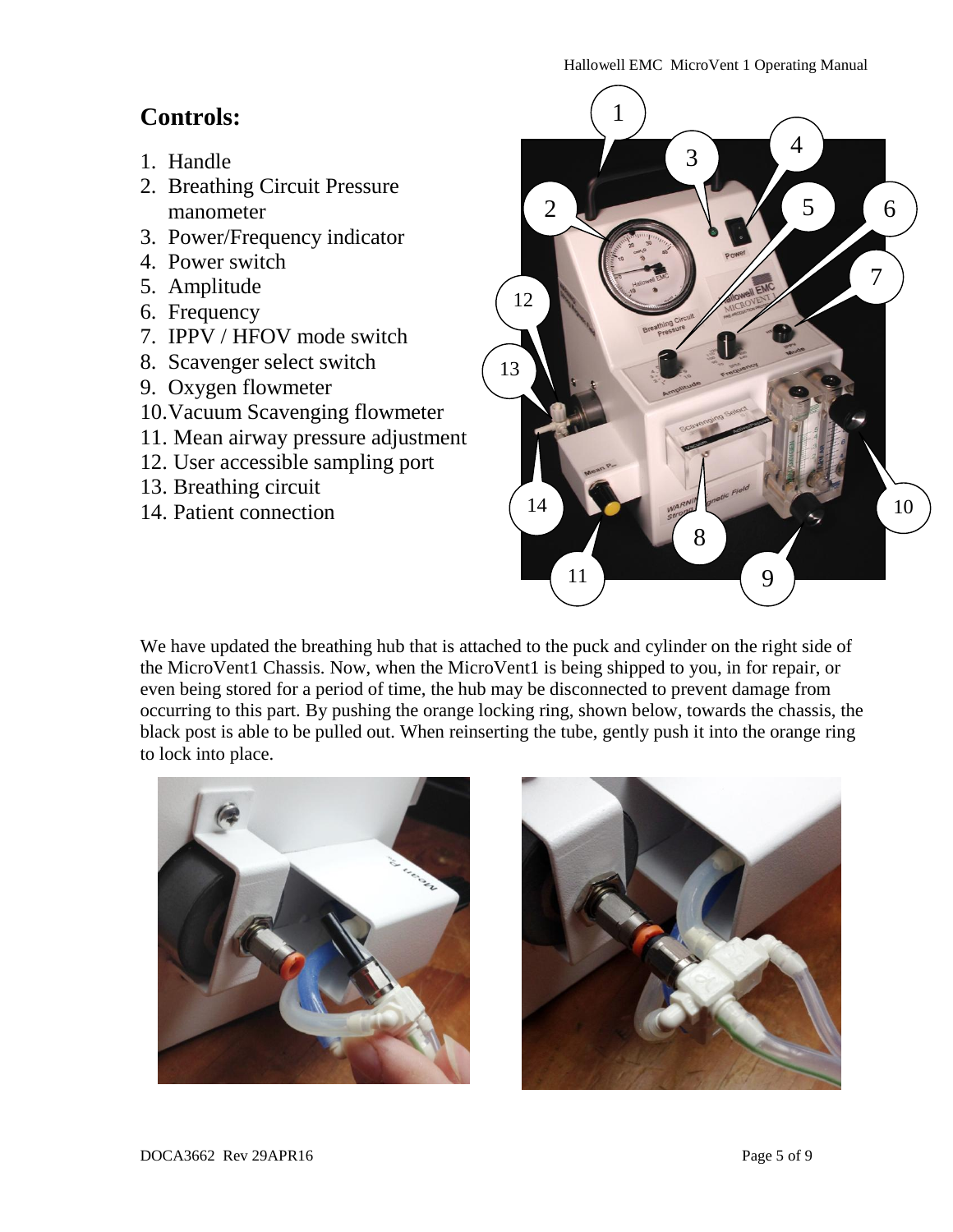## Controls:

1. Handle
2. Breathing Circuit Pressure manometer
3. Power/Frequency indicator
4. Power switch
5. Amplitude
6. Frequency
7. IPPV / HFOV mode switch
8. Scavenger select switch
9. Oxygen flowmeter
10. Vacuum Scavenging flowmeter
11. Mean airway pressure adjustment
12. User accessible sampling port
13. Breathing circuit
14. Patient connection

We have updated the breathing hub that is attached to the puck and cylinder on the right side of the MicroVent1 Chassis. Now, when the MicroVent1 is being shipped to you, in for repair, or even being stored for a period of time, the hub may be disconnected to prevent damage from occurring to this part. By pushing the orange locking ring, shown below, towards the chassis, the black post is able to be pulled out. When reinserting the tube, gently push it into the orange ring to lock into place.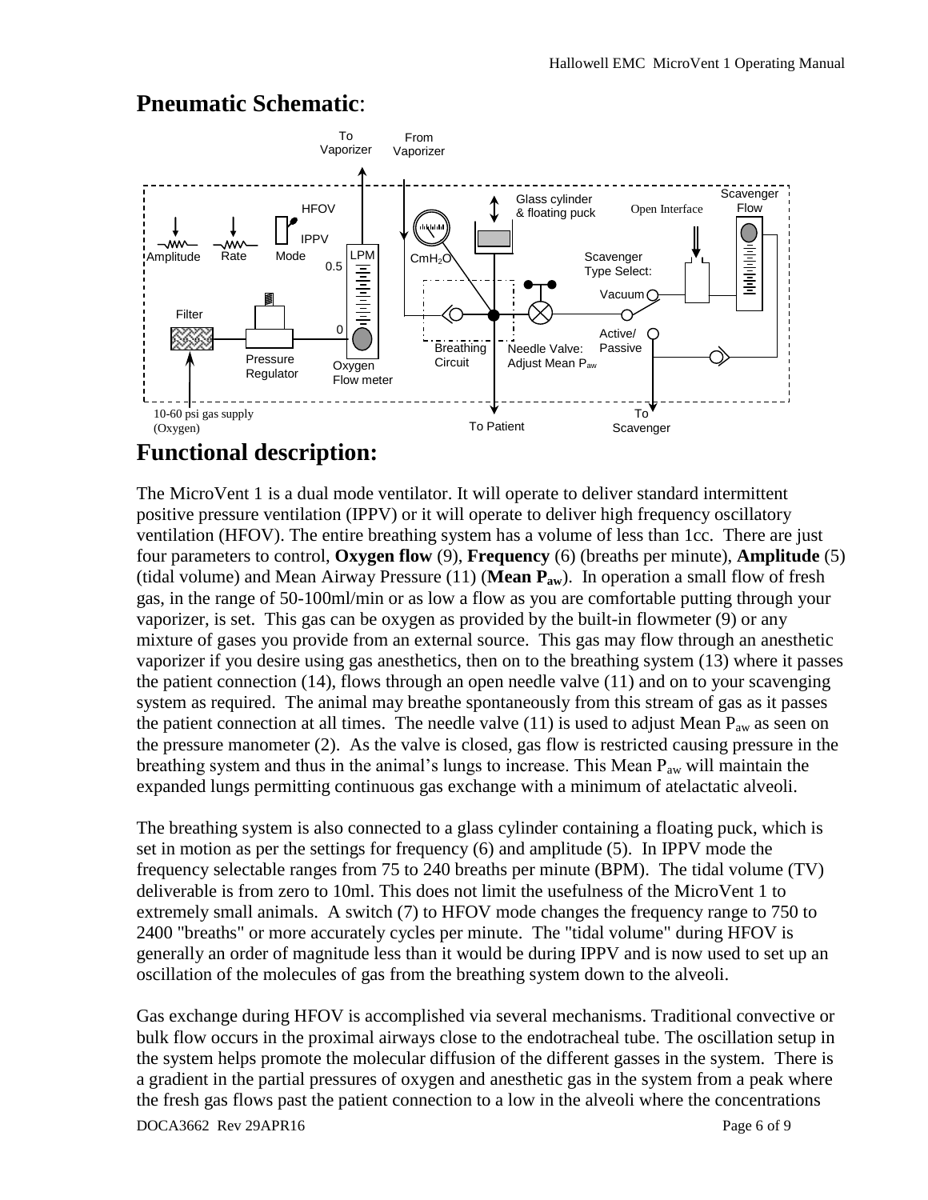## Pneumatic Schematic:

## Functional description:

The MicroVent 1 is a dual mode ventilator. It will operate to deliver standard intermittent positive pressure ventilation (IPPV) or it will operate to deliver high frequency oscillatory ventilation (HFOV). The entire breathing system has a volume of less than 1cc. There are just four parameters to control, **Oxygen flow** (9), **Frequency** (6) (breaths per minute), **Amplitude** (5) (tidal volume) and Mean Airway Pressure (11) (**Mean $P_{aw}$**). In operation a small flow of fresh gas, in the range of 50-100ml/min or as low a flow as you are comfortable putting through your vaporizer, is set. This gas can be oxygen as provided by the built-in flowmeter (9) or any mixture of gases you provide from an external source. This gas may flow through an anesthetic vaporizer if you desire using gas anesthetics, then on to the breathing system (13) where it passes the patient connection (14), flows through an open needle valve (11) and on to your scavenging system as required. The animal may breathe spontaneously from this stream of gas as it passes the patient connection at all times. The needle valve (11) is used to adjust Mean $P_{aw}$ as seen on the pressure manometer (2). As the valve is closed, gas flow is restricted causing pressure in the breathing system and thus in the animal's lungs to increase. This Mean $P_{aw}$ will maintain the expanded lungs permitting continuous gas exchange with a minimum of atelactatic alveoli.

The breathing system is also connected to a glass cylinder containing a floating puck, which is set in motion as per the settings for frequency (6) and amplitude (5). In IPPV mode the frequency selectable ranges from 75 to 240 breaths per minute (BPM). The tidal volume (TV) deliverable is from zero to 10ml. This does not limit the usefulness of the MicroVent 1 to extremely small animals. A switch (7) to HFOV mode changes the frequency range to 750 to 2400 "breaths" or more accurately cycles per minute. The "tidal volume" during HFOV is generally an order of magnitude less than it would be during IPPV and is now used to set up an oscillation of the molecules of gas from the breathing system down to the alveoli.

Gas exchange during HFOV is accomplished via several mechanisms. Traditional convective or bulk flow occurs in the proximal airways close to the endotracheal tube. The oscillation setup in the system helps promote the molecular diffusion of the different gasses in the system. There is a gradient in the partial pressures of oxygen and anesthetic gas in the system from a peak where the fresh gas flows past the patient connection to a low in the alveoli where the concentrations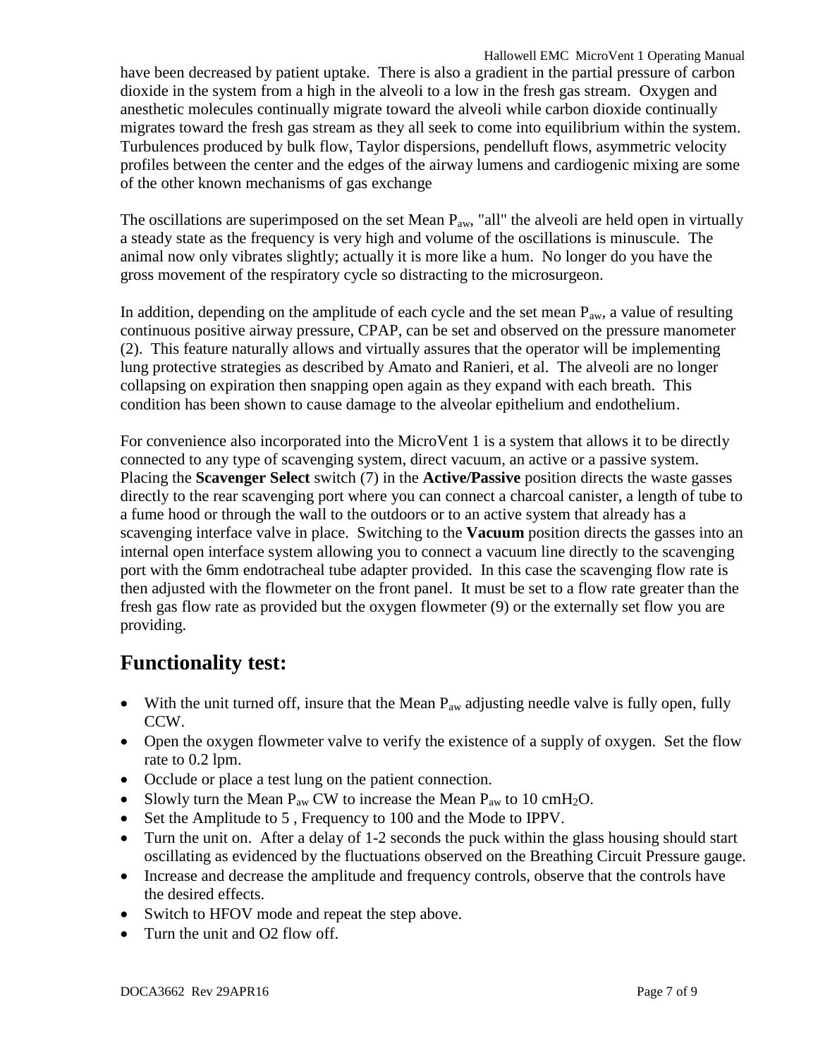have been decreased by patient uptake. There is also a gradient in the partial pressure of carbon dioxide in the system from a high in the alveoli to a low in the fresh gas stream. Oxygen and anesthetic molecules continually migrate toward the alveoli while carbon dioxide continually migrates toward the fresh gas stream as they all seek to come into equilibrium within the system. Turbulences produced by bulk flow, Taylor dispersions, pendelluft flows, asymmetric velocity profiles between the center and the edges of the airway lumens and cardiogenic mixing are some of the other known mechanisms of gas exchange

The oscillations are superimposed on the set Mean $P_{aw}$, "all" the alveoli are held open in virtually a steady state as the frequency is very high and volume of the oscillations is minuscule. The animal now only vibrates slightly; actually it is more like a hum. No longer do you have the gross movement of the respiratory cycle so distracting to the microsurgeon.

In addition, depending on the amplitude of each cycle and the set mean $P_{aw}$, a value of resulting continuous positive airway pressure, CPAP, can be set and observed on the pressure manometer (2). This feature naturally allows and virtually assures that the operator will be implementing lung protective strategies as described by Amato and Ranieri, et al. The alveoli are no longer collapsing on expiration then snapping open again as they expand with each breath. This condition has been shown to cause damage to the alveolar epithelium and endothelium.

For convenience also incorporated into the MicroVent 1 is a system that allows it to be directly connected to any type of scavenging system, direct vacuum, an active or a passive system. Placing the **Scavenger Select** switch (7) in the **Active/Passive** position directs the waste gasses directly to the rear scavenging port where you can connect a charcoal canister, a length of tube to a fume hood or through the wall to the outdoors or to an active system that already has a scavenging interface valve in place. Switching to the **Vacuum** position directs the gasses into an internal open interface system allowing you to connect a vacuum line directly to the scavenging port with the 6mm endotracheal tube adapter provided. In this case the scavenging flow rate is then adjusted with the flowmeter on the front panel. It must be set to a flow rate greater than the fresh gas flow rate as provided but the oxygen flowmeter (9) or the externally set flow you are providing.

## Functionality test:

- With the unit turned off, insure that the Mean $P_{aw}$ adjusting needle valve is fully open, fully CCW.
- Open the oxygen flowmeter valve to verify the existence of a supply of oxygen. Set the flow rate to 0.2 lpm.
- Occlude or place a test lung on the patient connection.
- Slowly turn the Mean $P_{aw}$ CW to increase the Mean $P_{aw}$ to 10 cm$H_2O$.
- Set the Amplitude to 5 , Frequency to 100 and the Mode to IPPV.
- Turn the unit on. After a delay of 1-2 seconds the puck within the glass housing should start oscillating as evidenced by the fluctuations observed on the Breathing Circuit Pressure gauge.
- Increase and decrease the amplitude and frequency controls, observe that the controls have the desired effects.
- Switch to HFOV mode and repeat the step above.
- Turn the unit and O2 flow off.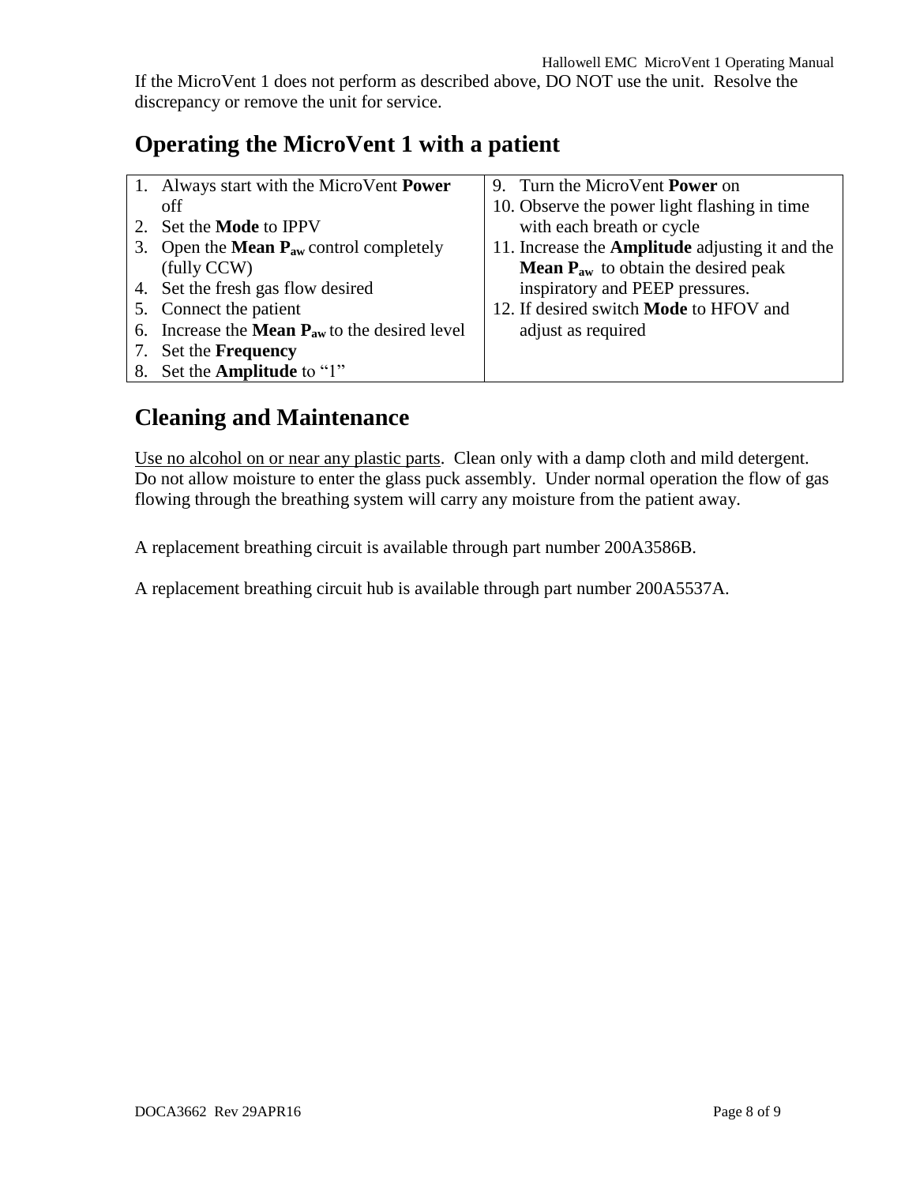If the MicroVent 1 does not perform as described above, DO NOT use the unit. Resolve the discrepancy or remove the unit for service.

## Operating the MicroVent 1 with a patient

| | |
|---|---|
| 1. Always start with the MicroVent **Power** off<br>2. Set the **Mode** to IPPV<br>3. Open the **Mean $P_{aw}$** control completely (fully CCW)<br>4. Set the fresh gas flow desired<br>5. Connect the patient<br>6. Increase the **Mean $P_{aw}$** to the desired level<br>7. Set the **Frequency**<br>8. Set the **Amplitude** to "1" | 9. Turn the MicroVent **Power** on<br>10. Observe the power light flashing in time with each breath or cycle<br>11. Increase the **Amplitude** adjusting it and the **Mean $P_{aw}$** to obtain the desired peak inspiratory and PEEP pressures.<br>12. If desired switch **Mode** to HFOV and adjust as required |

## Cleaning and Maintenance

Use no alcohol on or near any plastic parts. Clean only with a damp cloth and mild detergent. Do not allow moisture to enter the glass puck assembly. Under normal operation the flow of gas flowing through the breathing system will carry any moisture from the patient away.

A replacement breathing circuit is available through part number 200A3586B.

A replacement breathing circuit hub is available through part number 200A5537A.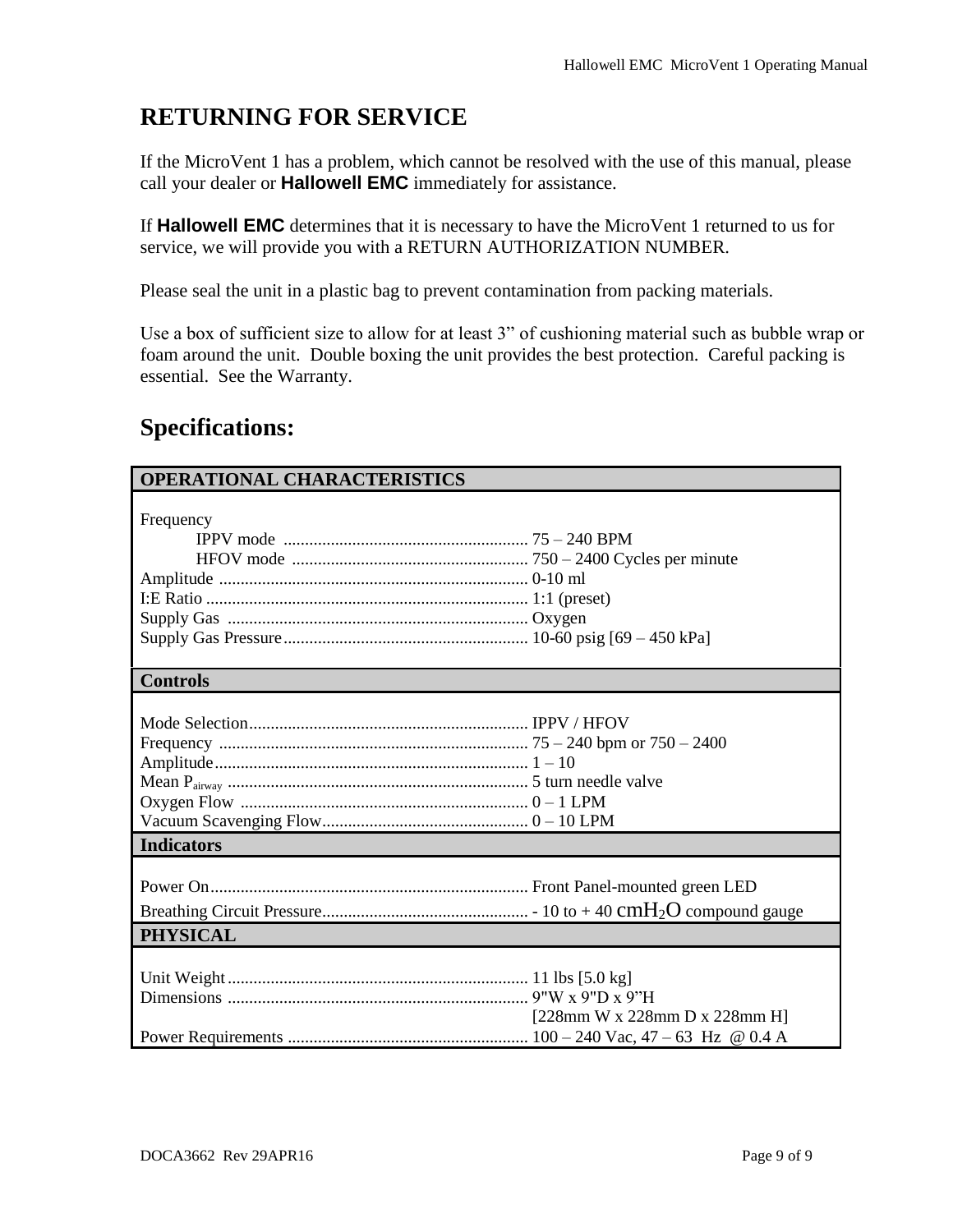## RETURNING FOR SERVICE

If the MicroVent 1 has a problem, which cannot be resolved with the use of this manual, please call your dealer or **Hallowell EMC** immediately for assistance.

If **Hallowell EMC** determines that it is necessary to have the MicroVent 1 returned to us for service, we will provide you with a RETURN AUTHORIZATION NUMBER.

Please seal the unit in a plastic bag to prevent contamination from packing materials.

Use a box of sufficient size to allow for at least 3" of cushioning material such as bubble wrap or foam around the unit. Double boxing the unit provides the best protection. Careful packing is essential. See the Warranty.

## Specifications:

| | |
|---|---|
| **OPERATIONAL CHARACTERISTICS** | |
| Frequency | |
| IPPV mode | 75 – 240 BPM |
| HFOV mode | 750 – 2400 Cycles per minute |
| Amplitude | 0-10 ml |
| I:E Ratio | 1:1 (preset) |
| Supply Gas | Oxygen |
| Supply Gas Pressure | 10-60 psig [69 – 450 kPa] |
| **Controls** | |
| Mode Selection | IPPV / HFOV |
| Frequency | 75 – 240 bpm or 750 – 2400 |
| Amplitude | 1 – 10 |
| Mean $P_{airway}$ | 5 turn needle valve |
| Oxygen Flow | 0 – 1 LPM |
| Vacuum Scavenging Flow | 0 – 10 LPM |
| **Indicators** | |
| Power On | Front Panel-mounted green LED |
| Breathing Circuit Pressure | - 10 to + 40 $cmH_2O$ compound gauge |
| **PHYSICAL** | |
| Unit Weight | 11 lbs [5.0 kg] |
| Dimensions | 9"W x 9"D x 9"H [228mm W x 228mm D x 228mm H] |
| Power Requirements | 100 – 240 Vac, 47 – 63 Hz @ 0.4 A |